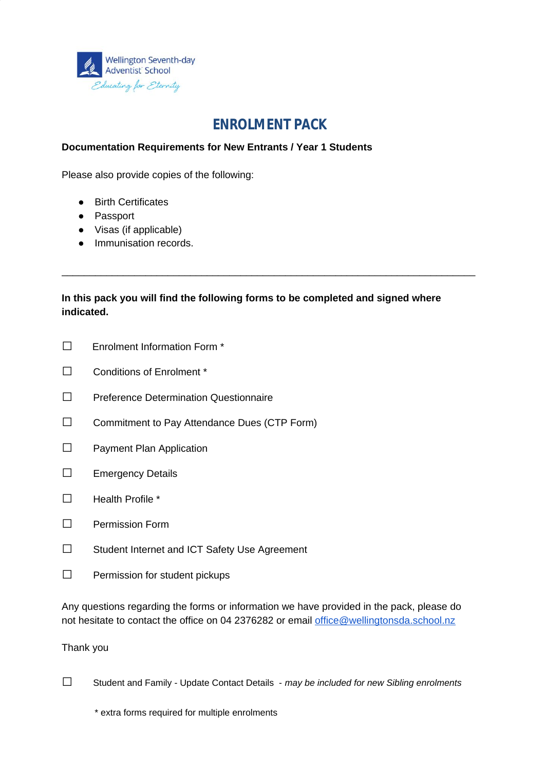Wellington Seventh-day Adventist School

*Educating for Eternity*

# ENROLMENT PACK

**Documentation Requirements for New Entrants / Year 1 Students**

Please also provide copies of the following:

- Birth Certificates
- Passport
- Visas (if applicable)
- Immunisation records.

---

**In this pack you will find the following forms to be completed and signed where indicated.**

☐ Enrolment Information Form *

☐ Conditions of Enrolment *

☐ Preference Determination Questionnaire

☐ Commitment to Pay Attendance Dues (CTP Form)

☐ Payment Plan Application

☐ Emergency Details

☐ Health Profile *

☐ Permission Form

☐ Student Internet and ICT Safety Use Agreement

☐ Permission for student pickups

Any questions regarding the forms or information we have provided in the pack, please do not hesitate to contact the office on 04 2376282 or email office@wellingtonsda.school.nz

Thank you

☐ Student and Family - Update Contact Details - *may be included for new Sibling enrolments*

* extra forms required for multiple enrolments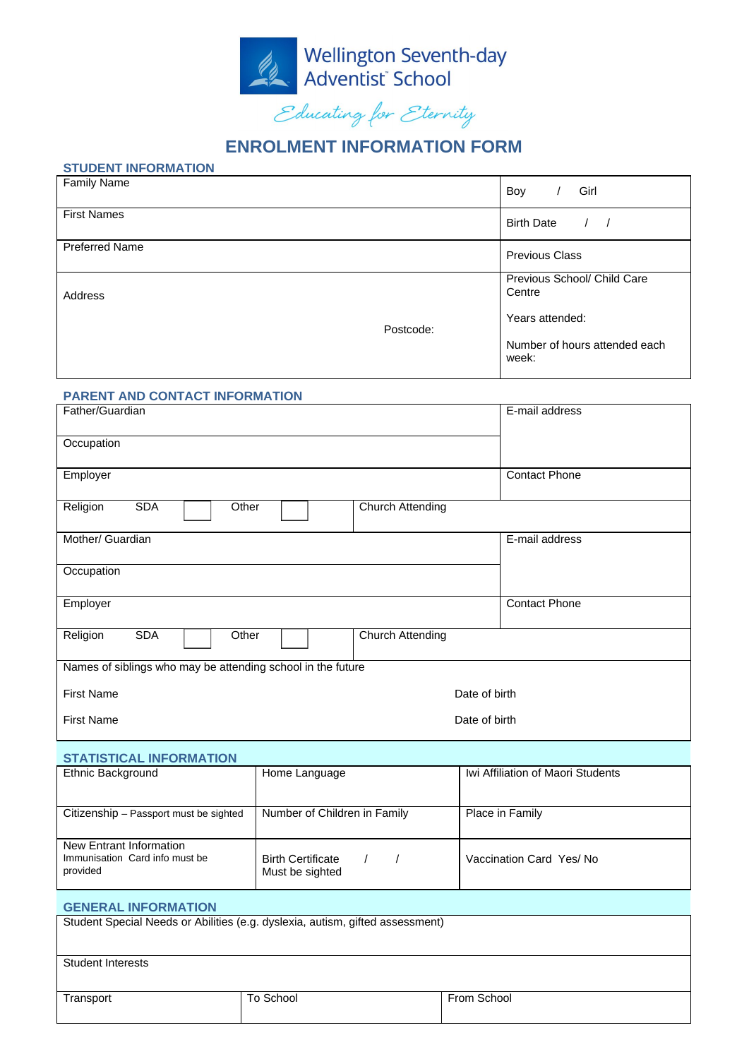# Wellington Seventh-day Adventist School

*Educating for Eternity*

## ENROLMENT INFORMATION FORM

### STUDENT INFORMATION

| | |
|---|---|
| Family Name | Boy / Girl |
| First Names | Birth Date / / |
| Preferred Name | Previous Class |
| Address<br><br>Postcode: | Previous School/ Child Care Centre<br><br>Years attended:<br><br>Number of hours attended each week: |

### PARENT AND CONTACT INFORMATION

| | | | | |
|---|---|---|---|---|
| Father/Guardian | | | | E-mail address |
| Occupation | | | | |
| Employer | | | | Contact Phone |
| Religion | SDA ☐ | Other ☐ | Church Attending | |
| Mother/ Guardian | | | | E-mail address |
| Occupation | | | | |
| Employer | | | | Contact Phone |
| Religion | SDA ☐ | Other ☐ | Church Attending | |

| | |
|---|---|
| Names of siblings who may be attending school in the future | |
| First Name | Date of birth |
| First Name | Date of birth |

### STATISTICAL INFORMATION

| | | |
|---|---|---|
| Ethnic Background | Home Language | Iwi Affiliation of Maori Students |
| Citizenship – Passport must be sighted | Number of Children in Family | Place in Family |
| New Entrant Information<br>Immunisation Card info must be provided | Birth Certificate / /<br>Must be sighted | Vaccination Card Yes/ No |

### GENERAL INFORMATION

| | | |
|---|---|---|
| Student Special Needs or Abilities (e.g. dyslexia, autism, gifted assessment) | | |
| Student Interests | | |
| Transport | To School | From School |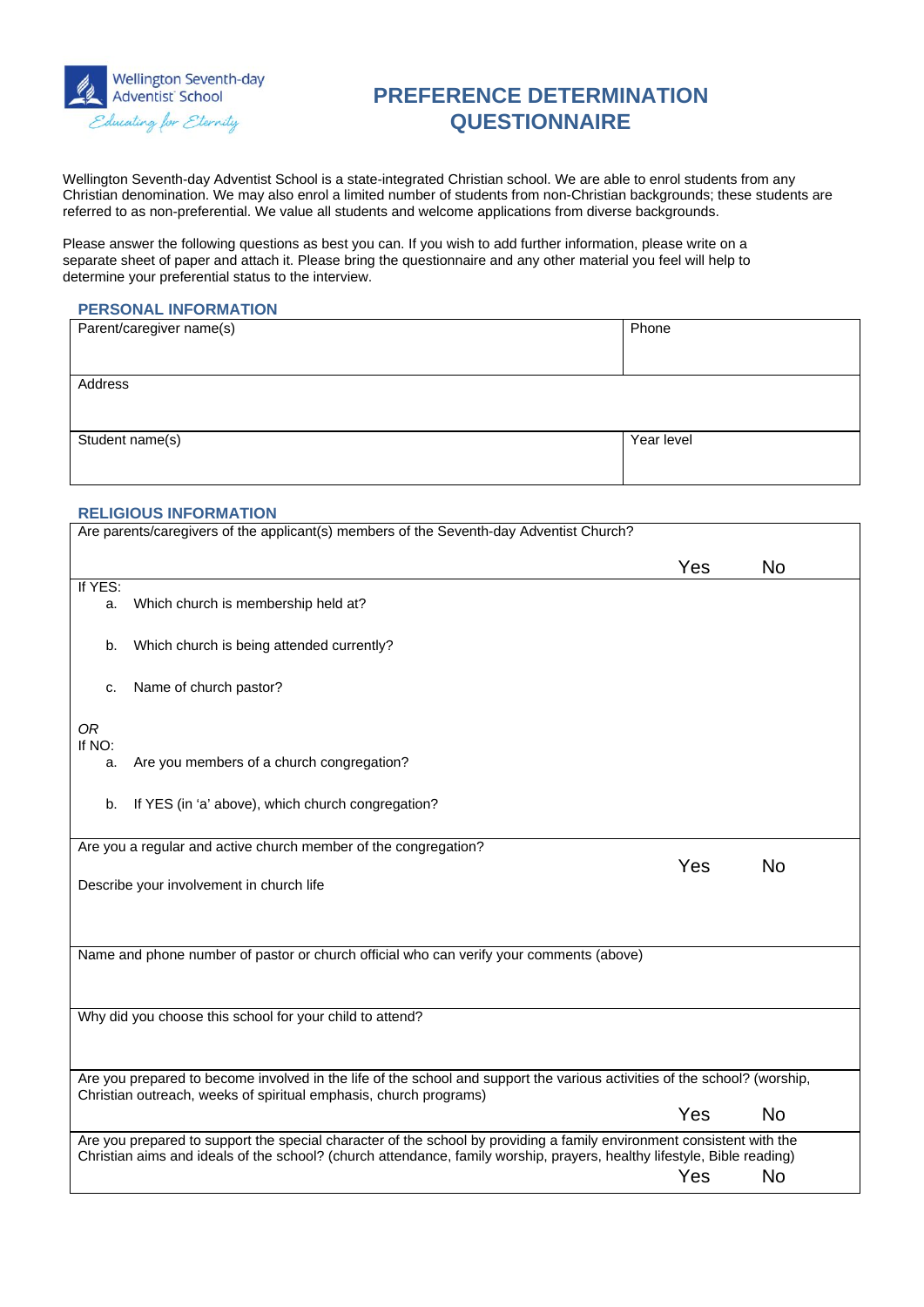Wellington Seventh-day Adventist School
*Educating for Eternity*

# PREFERENCE DETERMINATION QUESTIONNAIRE

Wellington Seventh-day Adventist School is a state-integrated Christian school. We are able to enrol students from any Christian denomination. We may also enrol a limited number of students from non-Christian backgrounds; these students are referred to as non-preferential. We value all students and welcome applications from diverse backgrounds.

Please answer the following questions as best you can. If you wish to add further information, please write on a separate sheet of paper and attach it. Please bring the questionnaire and any other material you feel will help to determine your preferential status to the interview.

## PERSONAL INFORMATION

| Parent/caregiver name(s) | Phone |
|---|---|
| Address | |
| Student name(s) | Year level |

## RELIGIOUS INFORMATION

| | | |
|---|---|---|
| Are parents/caregivers of the applicant(s) members of the Seventh-day Adventist Church? | Yes | No |
| If YES:<br>a. Which church is membership held at?<br>b. Which church is being attended currently?<br>c. Name of church pastor?<br>*OR*<br>If NO:<br>a. Are you members of a church congregation?<br>b. If YES (in 'a' above), which church congregation? | | |
| Are you a regular and active church member of the congregation?<br>Describe your involvement in church life | Yes | No |
| Name and phone number of pastor or church official who can verify your comments (above) | | |
| Why did you choose this school for your child to attend? | | |
| Are you prepared to become involved in the life of the school and support the various activities of the school? (worship, Christian outreach, weeks of spiritual emphasis, church programs) | Yes | No |
| Are you prepared to support the special character of the school by providing a family environment consistent with the Christian aims and ideals of the school? (church attendance, family worship, prayers, healthy lifestyle, Bible reading) | Yes | No |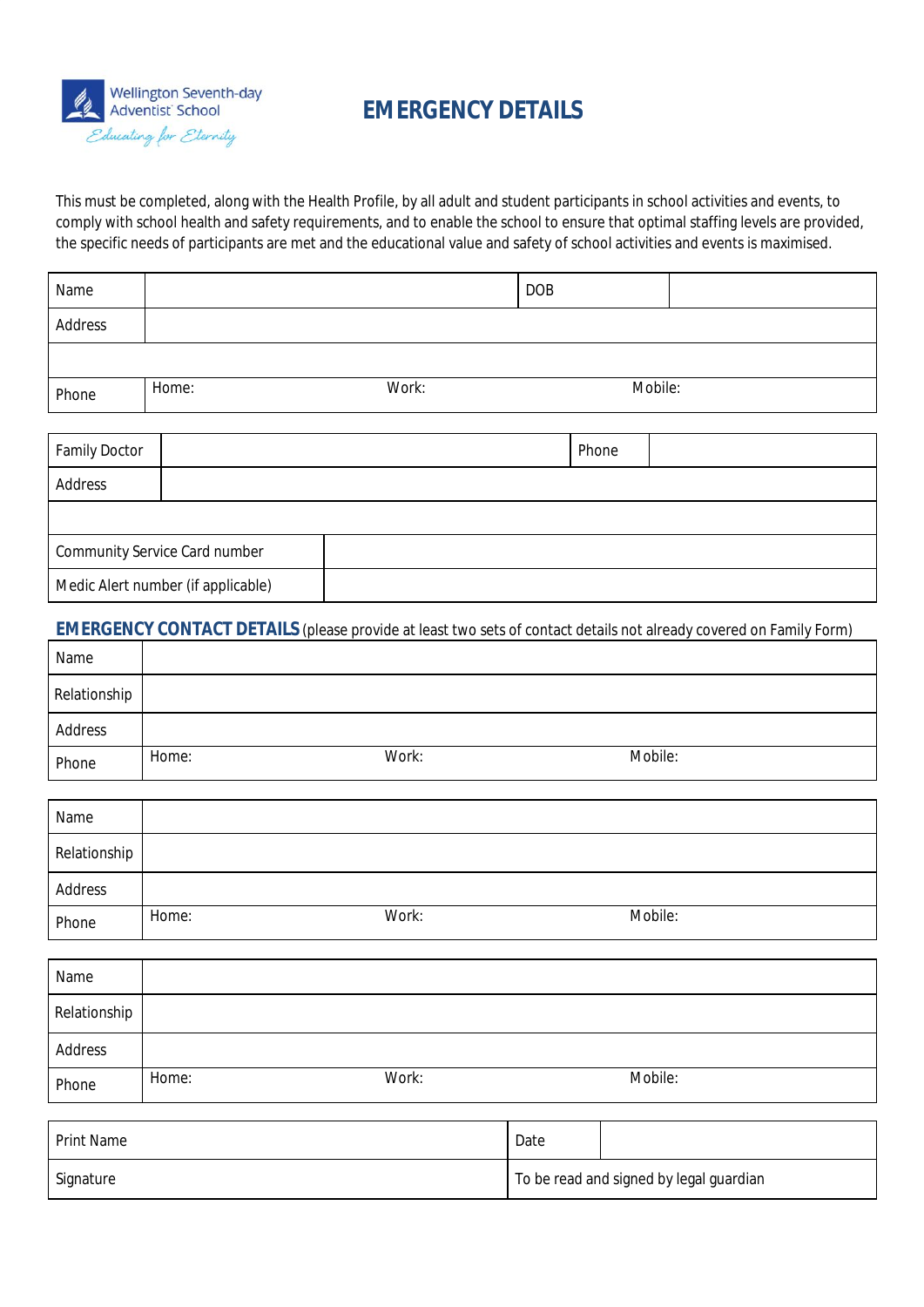Wellington Seventh-day Adventist School
*Educating for Eternity*

# EMERGENCY DETAILS

This must be completed, along with the Health Profile, by all adult and student participants in school activities and events, to comply with school health and safety requirements, and to enable the school to ensure that optimal staffing levels are provided, the specific needs of participants are met and the educational value and safety of school activities and events is maximised.

| Name | | DOB | |
|---|---|---|---|
| Address | | | |
| | | | |
| Phone | Home: | Work: | Mobile: |

| Family Doctor | | Phone | |
|---|---|---|---|
| Address | | | |
| | | | |
| Community Service Card number | | | |
| Medic Alert number (if applicable) | | | |

## EMERGENCY CONTACT DETAILS (please provide at least two sets of contact details not already covered on Family Form)

| Name | | | |
|---|---|---|---|
| Relationship | | | |
| Address | | | |
| Phone | Home: | Work: | Mobile: |

| Name | | | |
|---|---|---|---|
| Relationship | | | |
| Address | | | |
| Phone | Home: | Work: | Mobile: |

| Name | | | |
|---|---|---|---|
| Relationship | | | |
| Address | | | |
| Phone | Home: | Work: | Mobile: |

| Print Name | Date | |
|---|---|---|
| Signature | To be read and signed by legal guardian | |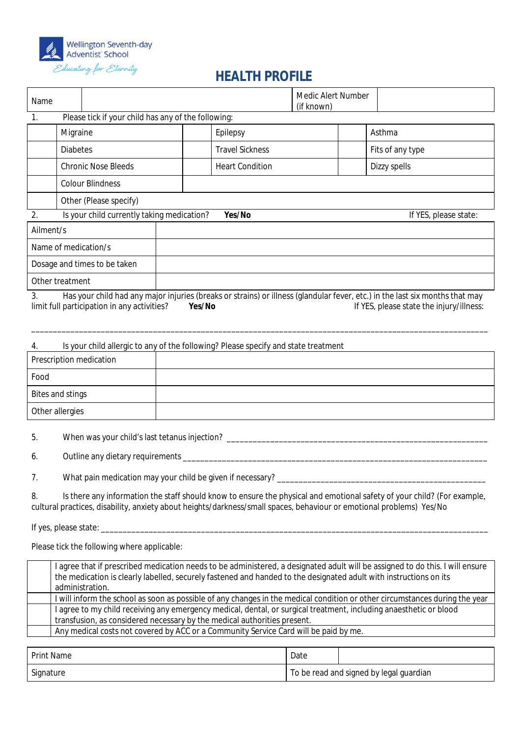Wellington Seventh-day Adventist School

*Educating for Eternity*

# HEALTH PROFILE

| Name | | Medic Alert Number (if known) | |
|---|---|---|---|

1. Please tick if your child has any of the following:

| | | | | | |
|---|---|---|---|---|---|
| | Migraine | | Epilepsy | | Asthma |
| | Diabetes | | Travel Sickness | | Fits of any type |
| | Chronic Nose Bleeds | | Heart Condition | | Dizzy spells |
| | Colour Blindness | | | | |
| | Other (Please specify) | | | | |

2. Is your child currently taking medication? **Yes/No** If YES, please state:

| | |
|---|---|
| Ailment/s | |
| Name of medication/s | |
| Dosage and times to be taken | |
| Other treatment | |

3. Has your child had any major injuries (breaks or strains) or illness (glandular fever, etc.) in the last six months that may limit full participation in any activities? **Yes/No** If YES, please state the injury/illness:

_______________________________________________________________________________________________

4. Is your child allergic to any of the following? Please specify and state treatment

| | |
|---|---|
| Prescription medication | |
| Food | |
| Bites and stings | |
| Other allergies | |

5. When was your child's last tetanus injection? ____________________________________________________

6. Outline any dietary requirements ____________________________________________________________

7. What pain medication may your child be given if necessary? __________________________________________

8. Is there any information the staff should know to ensure the physical and emotional safety of your child? (For example, cultural practices, disability, anxiety about heights/darkness/small spaces, behaviour or emotional problems) Yes/No

If yes, please state: ____________________________________________________________________________

Please tick the following where applicable:

| | |
|---|---|
| | I agree that if prescribed medication needs to be administered, a designated adult will be assigned to do this. I will ensure the medication is clearly labelled, securely fastened and handed to the designated adult with instructions on its administration. |
| | I will inform the school as soon as possible of any changes in the medical condition or other circumstances during the year |
| | I agree to my child receiving any emergency medical, dental, or surgical treatment, including anaesthetic or blood transfusion, as considered necessary by the medical authorities present. |
| | Any medical costs not covered by ACC or a Community Service Card will be paid by me. |

| | | |
|---|---|---|
| Print Name | Date | |
| Signature | To be read and signed by legal guardian | |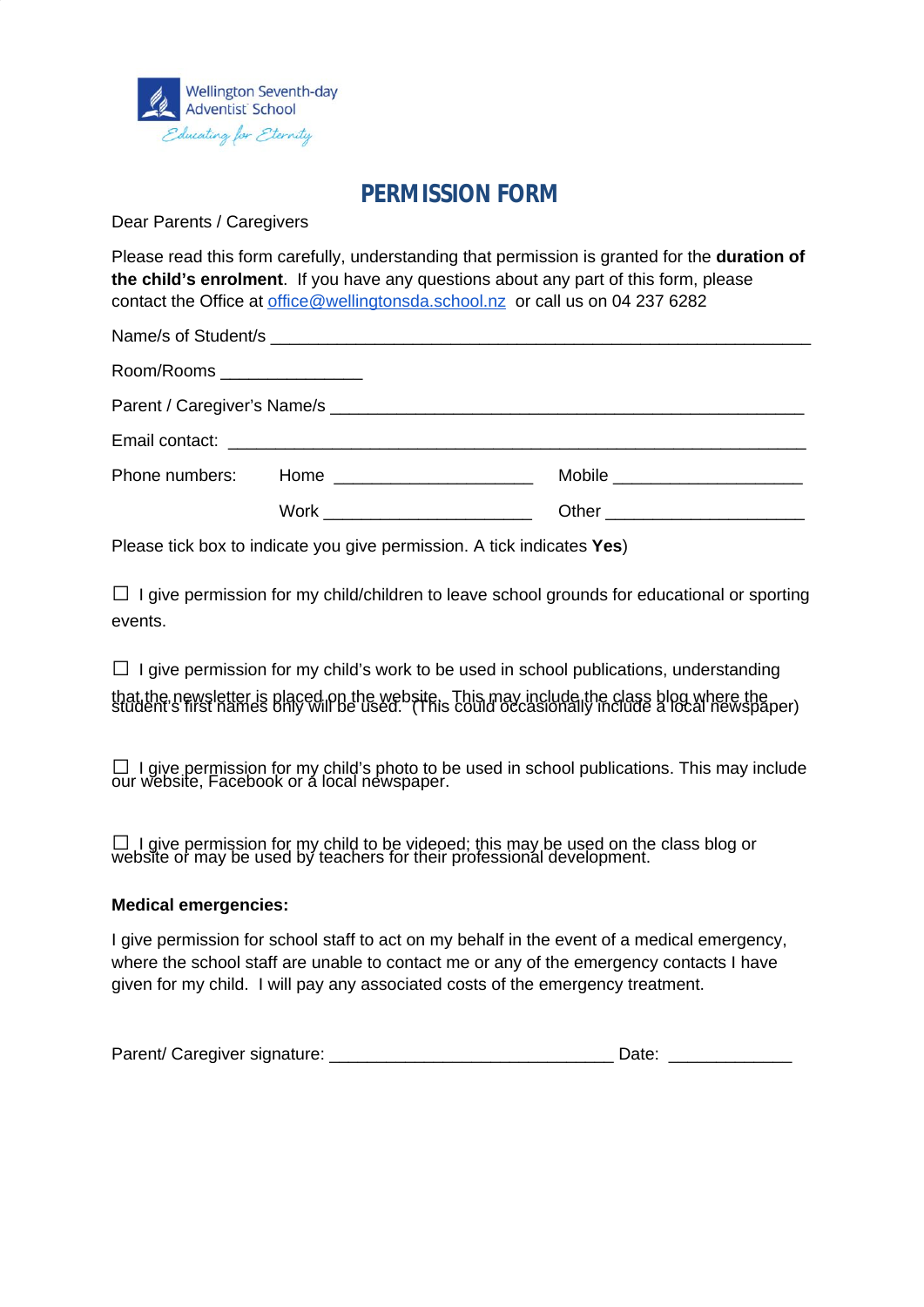Wellington Seventh-day Adventist School

*Educating for Eternity*

# PERMISSION FORM

Dear Parents / Caregivers

Please read this form carefully, understanding that permission is granted for the **duration of the child's enrolment**. If you have any questions about any part of this form, please contact the Office at office@wellingtonsda.school.nz or call us on 04 237 6282

Name/s of Student/s ___________________________________________________________

Room/Rooms _______________

Parent / Caregiver's Name/s ____________________________________________________

Email contact: ______________________________________________________________

Phone numbers: Home _____________________ Mobile ____________________

Work ______________________ Other _____________________

Please tick box to indicate you give permission. A tick indicates **Yes**)

☐ I give permission for my child/children to leave school grounds for educational or sporting events.

☐ I give permission for my child's work to be used in school publications, understanding that the newsletter is placed on the website. This may include the class blog where the student's first names only will be used. (This could occasionally include a local newspaper)

☐ I give permission for my child's photo to be used in school publications. This may include our website, Facebook or a local newspaper.

☐ I give permission for my child to be videoed; this may be used on the class blog or website or may be used by teachers for their professional development.

**Medical emergencies:**

I give permission for school staff to act on my behalf in the event of a medical emergency, where the school staff are unable to contact me or any of the emergency contacts I have given for my child. I will pay any associated costs of the emergency treatment.

Parent/ Caregiver signature: ______________________________ Date: _____________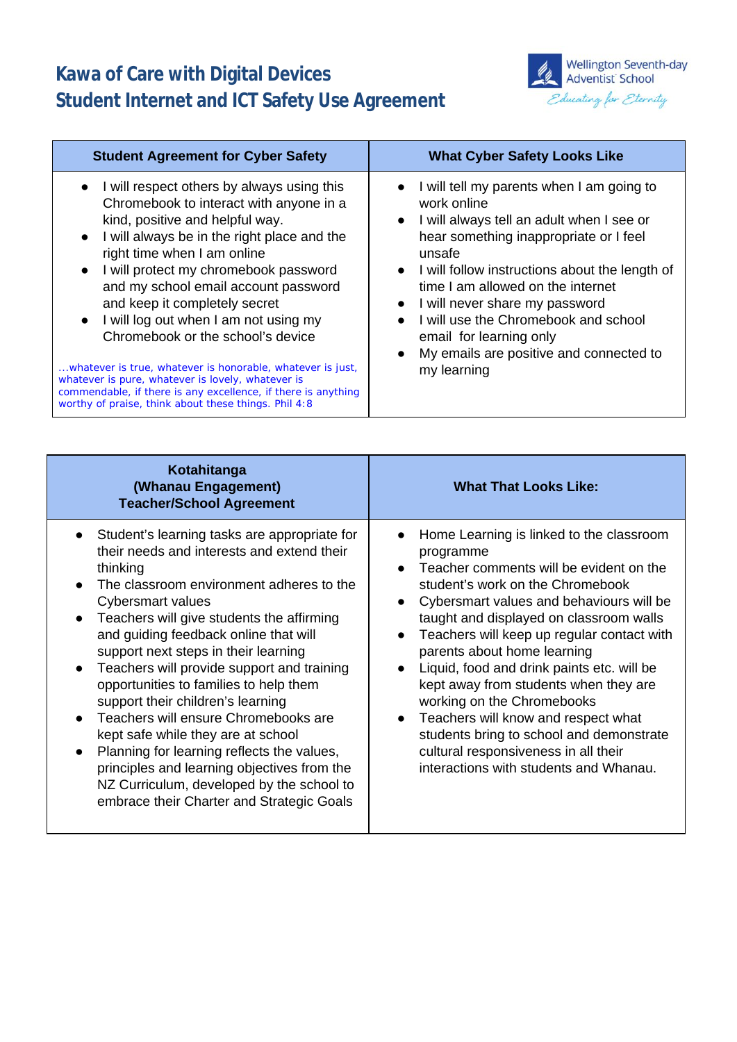# Kawa of Care with Digital Devices
# Student Internet and ICT Safety Use Agreement

Wellington Seventh-day Adventist School
*Educating for Eternity*

| Student Agreement for Cyber Safety | What Cyber Safety Looks Like |
| --- | --- |
| • I will respect others by always using this Chromebook to interact with anyone in a kind, positive and helpful way.<br>• I will always be in the right place and the right time when I am online<br>• I will protect my chromebook password and my school email account password and keep it completely secret<br>• I will log out when I am not using my Chromebook or the school's device<br><br>...whatever is true, whatever is honorable, whatever is just, whatever is pure, whatever is lovely, whatever is commendable, if there is any excellence, if there is anything worthy of praise, think about these things. Phil 4:8 | • I will tell my parents when I am going to work online<br>• I will always tell an adult when I see or hear something inappropriate or I feel unsafe<br>• I will follow instructions about the length of time I am allowed on the internet<br>• I will never share my password<br>• I will use the Chromebook and school email for learning only<br>• My emails are positive and connected to my learning |

| Kotahitanga (Whanau Engagement) Teacher/School Agreement | What That Looks Like: |
| --- | --- |
| • Student's learning tasks are appropriate for their needs and interests and extend their thinking<br>• The classroom environment adheres to the Cybersmart values<br>• Teachers will give students the affirming and guiding feedback online that will support next steps in their learning<br>• Teachers will provide support and training opportunities to families to help them support their children's learning<br>• Teachers will ensure Chromebooks are kept safe while they are at school<br>• Planning for learning reflects the values, principles and learning objectives from the NZ Curriculum, developed by the school to embrace their Charter and Strategic Goals | • Home Learning is linked to the classroom programme<br>• Teacher comments will be evident on the student's work on the Chromebook<br>• Cybersmart values and behaviours will be taught and displayed on classroom walls<br>• Teachers will keep up regular contact with parents about home learning<br>• Liquid, food and drink paints etc. will be kept away from students when they are working on the Chromebooks<br>• Teachers will know and respect what students bring to school and demonstrate cultural responsiveness in all their interactions with students and Whanau. |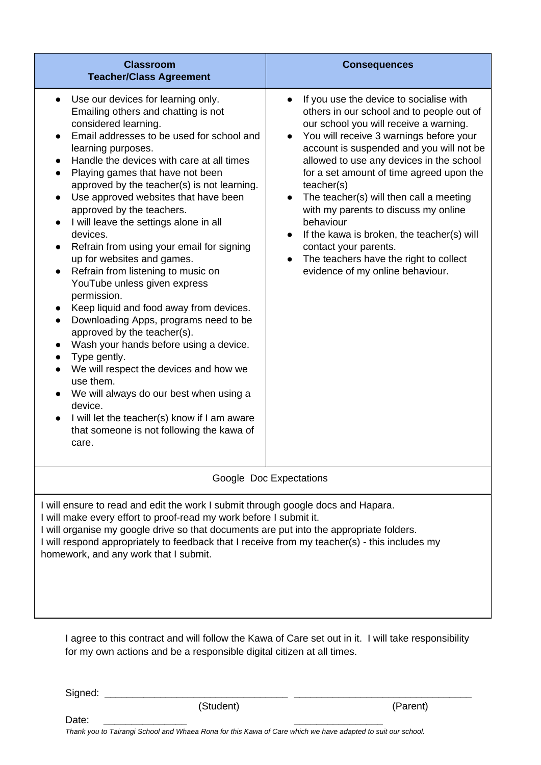| Classroom<br>Teacher/Class Agreement | Consequences |
|---|---|
| • Use our devices for learning only. Emailing others and chatting is not considered learning.<br>• Email addresses to be used for school and learning purposes.<br>• Handle the devices with care at all times<br>• Playing games that have not been approved by the teacher(s) is not learning.<br>• Use approved websites that have been approved by the teachers.<br>• I will leave the settings alone in all devices.<br>• Refrain from using your email for signing up for websites and games.<br>• Refrain from listening to music on YouTube unless given express permission.<br>• Keep liquid and food away from devices.<br>• Downloading Apps, programs need to be approved by the teacher(s).<br>• Wash your hands before using a device.<br>• Type gently.<br>• We will respect the devices and how we use them.<br>• We will always do our best when using a device.<br>• I will let the teacher(s) know if I am aware that someone is not following the kawa of care. | • If you use the device to socialise with others in our school and to people out of our school you will receive a warning.<br>• You will receive 3 warnings before your account is suspended and you will not be allowed to use any devices in the school for a set amount of time agreed upon the teacher(s)<br>• The teacher(s) will then call a meeting with my parents to discuss my online behaviour<br>• If the kawa is broken, the teacher(s) will contact your parents.<br>• The teachers have the right to collect evidence of my online behaviour. |

| Google Doc Expectations |
|---|
| I will ensure to read and edit the work I submit through google docs and Hapara.<br>I will make every effort to proof-read my work before I submit it.<br>I will organise my google drive so that documents are put into the appropriate folders.<br>I will respond appropriately to feedback that I receive from my teacher(s) - this includes my homework, and any work that I submit. |

I agree to this contract and will follow the Kawa of Care set out in it. I will take responsibility for my own actions and be a responsible digital citizen at all times.

Signed: ________________________________ ________________________________

(Student) (Parent)

Date: _______________ ________________

*Thank you to Tairangi School and Whaea Rona for this Kawa of Care which we have adapted to suit our school.*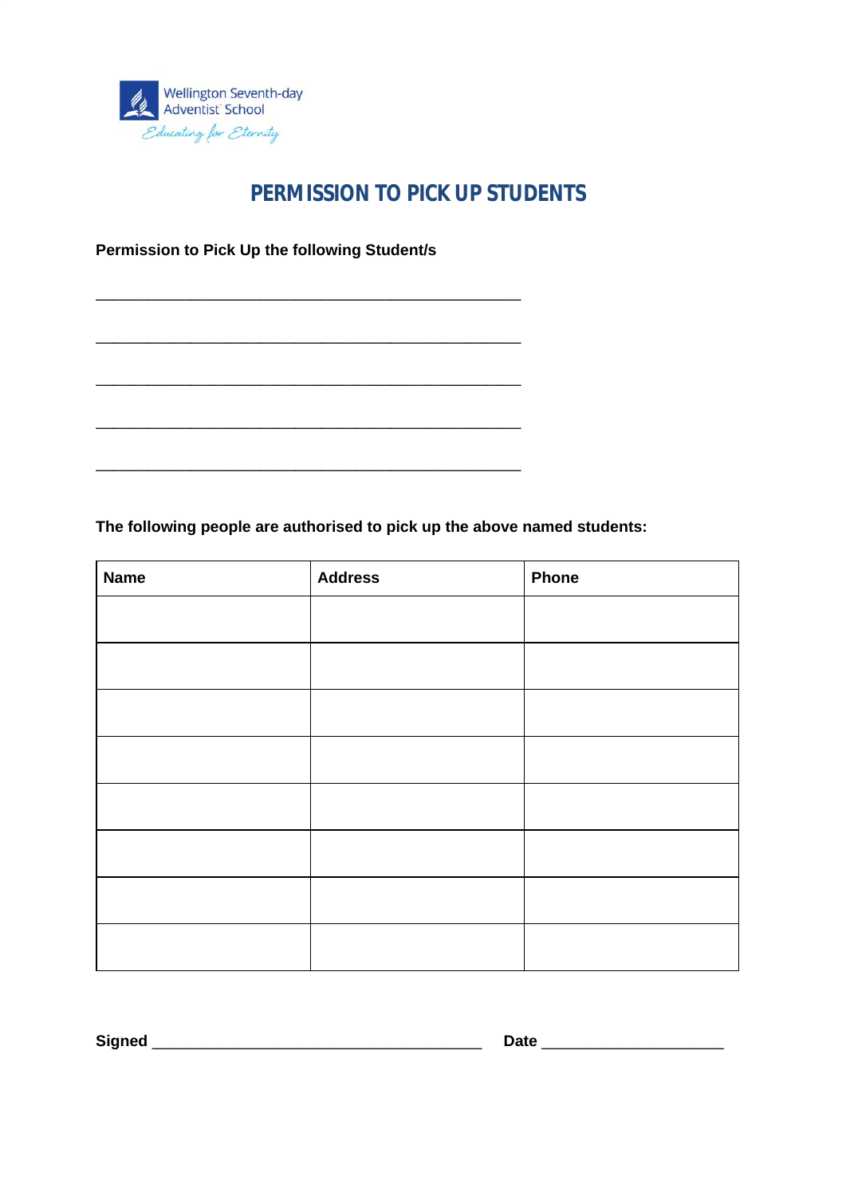Wellington Seventh-day Adventist School
*Educating for Eternity*

# PERMISSION TO PICK UP STUDENTS

**Permission to Pick Up the following Student/s**

_____________________________________________

_____________________________________________

_____________________________________________

_____________________________________________

_____________________________________________

**The following people are authorised to pick up the above named students:**

| Name | Address | Phone |
|---|---|---|
| | | |
| | | |
| | | |
| | | |
| | | |
| | | |
| | | |
| | | |

**Signed** ___________________________________ **Date** ____________________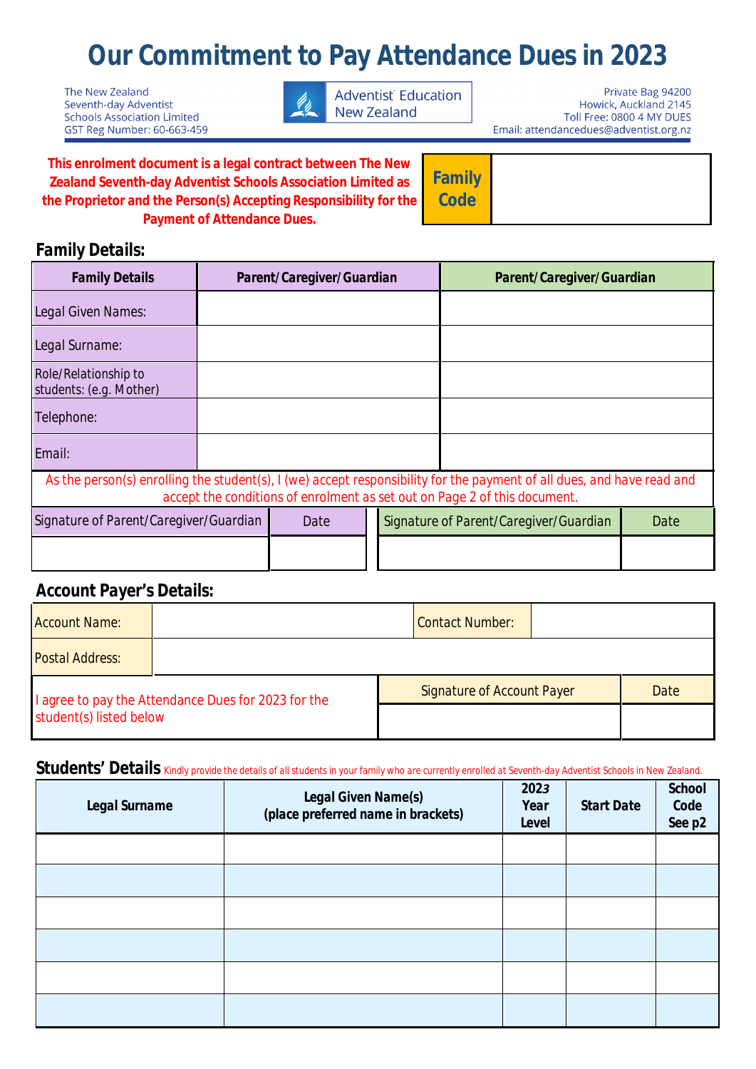# Our Commitment to Pay Attendance Dues in 2023

The New Zealand Seventh-day Adventist Schools Association Limited
GST Reg Number: 60-663-459

Adventist Education New Zealand

Private Bag 94200
Howick, Auckland 2145
Toll Free: 0800 4 MY DUES
Email: attendancedues@adventist.org.nz

**This enrolment document is a legal contract between The New Zealand Seventh-day Adventist Schools Association Limited as the Proprietor and the Person(s) Accepting Responsibility for the Payment of Attendance Dues.**

| **Family Code** | |
|---|---|

## Family Details:

| Family Details | Parent/Caregiver/Guardian | Parent/Caregiver/Guardian |
|---|---|---|
| Legal Given Names: | | |
| Legal Surname: | | |
| Role/Relationship to students: (e.g. Mother) | | |
| Telephone: | | |
| Email: | | |

As the person(s) enrolling the student(s), I (we) accept responsibility for the payment of all dues, and have read and accept the conditions of enrolment as set out on Page 2 of this document.

| Signature of Parent/Caregiver/Guardian | Date | Signature of Parent/Caregiver/Guardian | Date |
|---|---|---|---|
| | | | |

## Account Payer's Details:

| Account Name: | | Contact Number: | |
|---|---|---|---|
| Postal Address: | | | |

I agree to pay the Attendance Dues for 2023 for the student(s) listed below

| Signature of Account Payer | Date |
|---|---|
| | |

## Students' Details

Kindly provide the details of all students in your family who are currently enrolled at Seventh-day Adventist Schools in New Zealand.

| Legal Surname | Legal Given Name(s) (place preferred name in brackets) | 2023 Year Level | Start Date | School Code See p2 |
|---|---|---|---|---|
| | | | | |
| | | | | |
| | | | | |
| | | | | |
| | | | | |
| | | | | |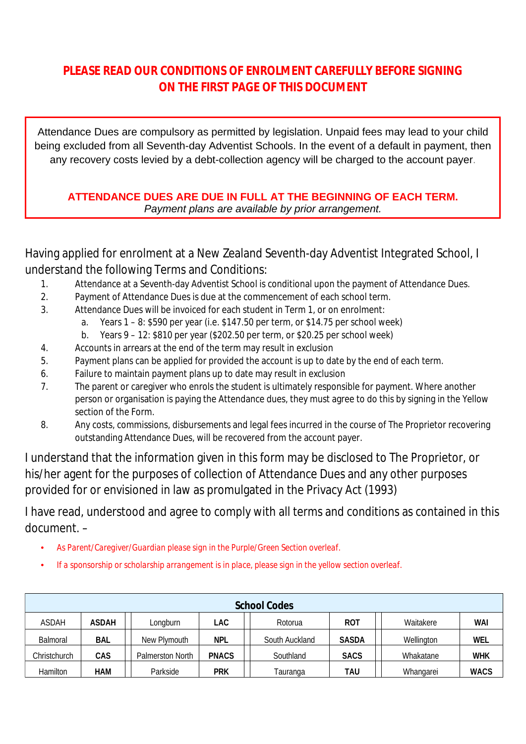## PLEASE READ OUR CONDITIONS OF ENROLMENT CAREFULLY BEFORE SIGNING ON THE FIRST PAGE OF THIS DOCUMENT

Attendance Dues are compulsory as permitted by legislation. Unpaid fees may lead to your child being excluded from all Seventh-day Adventist Schools. In the event of a default in payment, then any recovery costs levied by a debt-collection agency will be charged to the account payer.

**ATTENDANCE DUES ARE DUE IN FULL AT THE BEGINNING OF EACH TERM.**
*Payment plans are available by prior arrangement.*

Having applied for enrolment at a New Zealand Seventh-day Adventist Integrated School, I understand the following Terms and Conditions:

1. Attendance at a Seventh-day Adventist School is conditional upon the payment of Attendance Dues.
2. Payment of Attendance Dues is due at the commencement of each school term.
3. Attendance Dues will be invoiced for each student in Term 1, or on enrolment:
   a. Years 1 – 8: $590 per year (i.e. $147.50 per term, or $14.75 per school week)
   b. Years 9 – 12: $810 per year ($202.50 per term, or $20.25 per school week)
4. Accounts in arrears at the end of the term may result in exclusion
5. Payment plans can be applied for provided the account is up to date by the end of each term.
6. Failure to maintain payment plans up to date may result in exclusion
7. The parent or caregiver who enrols the student is ultimately responsible for payment. Where another person or organisation is paying the Attendance dues, they must agree to do this by signing in the Yellow section of the Form.
8. Any costs, commissions, disbursements and legal fees incurred in the course of The Proprietor recovering outstanding Attendance Dues, will be recovered from the account payer.

I understand that the information given in this form may be disclosed to The Proprietor, or his/her agent for the purposes of collection of Attendance Dues and any other purposes provided for or envisioned in law as promulgated in the Privacy Act (1993)

I have read, understood and agree to comply with all terms and conditions as contained in this document. –

- As Parent/Caregiver/Guardian please sign in the Purple/Green Section overleaf.
- If a sponsorship or scholarship arrangement is in place, please sign in the yellow section overleaf.

| School Codes | | | | | | | |
|---|---|---|---|---|---|---|---|
| ASDAH | **ASDAH** | Longburn | **LAC** | Rotorua | **ROT** | Waitakere | **WAI** |
| Balmoral | **BAL** | New Plymouth | **NPL** | South Auckland | **SASDA** | Wellington | **WEL** |
| Christchurch | **CAS** | Palmerston North | **PNACS** | Southland | **SACS** | Whakatane | **WHK** |
| Hamilton | **HAM** | Parkside | **PRK** | Tauranga | **TAU** | Whangarei | **WACS** |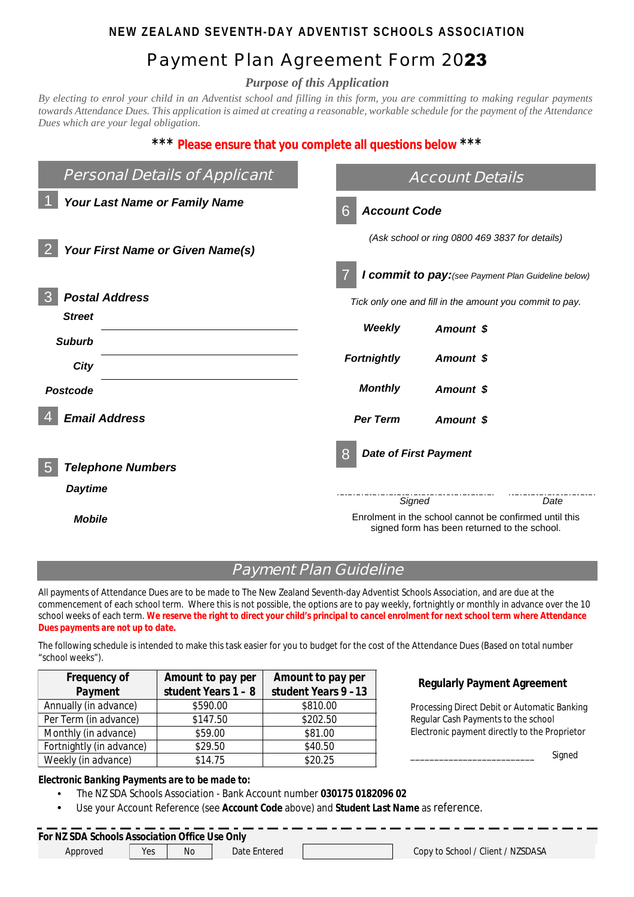NEW ZEALAND SEVENTH-DAY ADVENTIST SCHOOLS ASSOCIATION

# Payment Plan Agreement Form 2023

### *Purpose of this Application*

*By electing to enrol your child in an Adventist school and filling in this form, you are committing to making regular payments towards Attendance Dues. This application is aimed at creating a reasonable, workable schedule for the payment of the Attendance Dues which are your legal obligation.*

**\*\*\* Please ensure that you complete all questions below \*\*\***

## *Personal Details of Applicant*

1 ***Your Last Name or Family Name***

2 ***Your First Name or Given Name(s)***

3 ***Postal Address***

***Street*** ______________________

***Suburb*** ______________________

***City*** ______________________

***Postcode***

4 ***Email Address***

5 ***Telephone Numbers***

***Daytime***

***Mobile***

## *Account Details*

6 ***Account Code***

*(Ask school or ring 0800 469 3837 for details)*

7 ***I commit to pay:*** *(see Payment Plan Guideline below)*

*Tick only one and fill in the amount you commit to pay.*

***Weekly*** ***Amount $***

***Fortnightly*** ***Amount $***

***Monthly*** ***Amount $***

***Per Term*** ***Amount $***

8 ***Date of First Payment***

_______________________ Signed ____________ Date

Enrolment in the school cannot be confirmed until this signed form has been returned to the school.

## *Payment Plan Guideline*

All payments of Attendance Dues are to be made to The New Zealand Seventh-day Adventist Schools Association, and are due at the commencement of each school term. Where this is not possible, the options are to pay weekly, fortnightly or monthly in advance over the 10 school weeks of each term. **We reserve the right to direct your child's principal to cancel enrolment for next school term where Attendance Dues payments are not up to date.**

The following schedule is intended to make this task easier for you to budget for the cost of the Attendance Dues (Based on total number "school weeks").

| Frequency of Payment | Amount to pay per student Years 1 - 8 | Amount to pay per student Years 9 - 13 |
|---|---|---|
| Annually (in advance) | $590.00 | $810.00 |
| Per Term (in advance) | $147.50 | $202.50 |
| Monthly (in advance) | $59.00 | $81.00 |
| Fortnightly (in advance) | $29.50 | $40.50 |
| Weekly (in advance) | $14.75 | $20.25 |

**Regularly Payment Agreement**

Processing Direct Debit or Automatic Banking
Regular Cash Payments to the school
Electronic payment directly to the Proprietor

_________________________ Signed

**Electronic Banking Payments are to be made to:**

- The NZ SDA Schools Association - Bank Account number **030175 0182096 02**
- Use your Account Reference (see **Account Code** above) and **Student Last Name** as reference.

**For NZ SDA Schools Association Office Use Only**

| Approved | Yes | No | Date Entered | | Copy to School / Client / NZSDASA |
|---|---|---|---|---|---|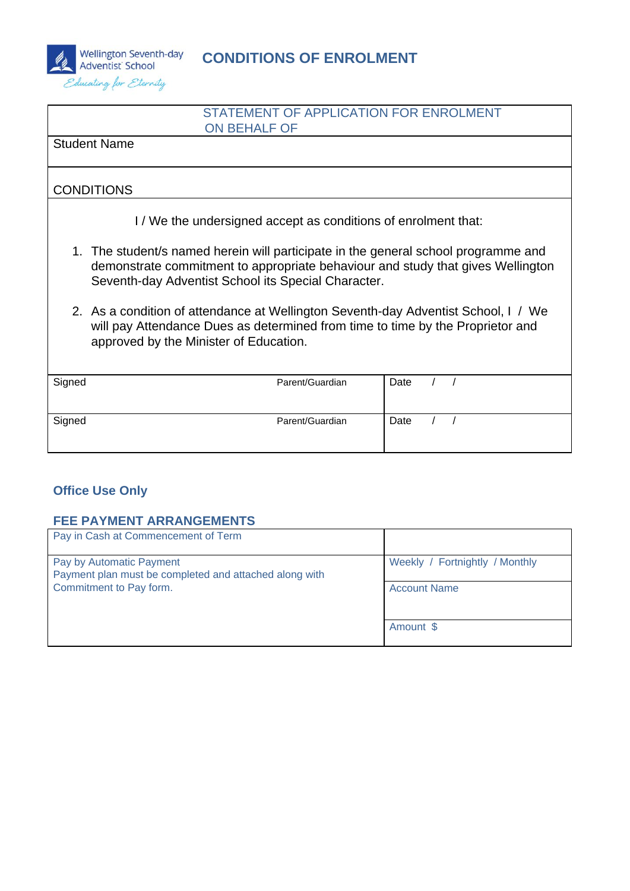Wellington Seventh-day Adventist School
*Educating for Eternity*

# CONDITIONS OF ENROLMENT

| STATEMENT OF APPLICATION FOR ENROLMENT ON BEHALF OF |
|---|
| Student Name |
| CONDITIONS |

I / We the undersigned accept as conditions of enrolment that:

1. The student/s named herein will participate in the general school programme and demonstrate commitment to appropriate behaviour and study that gives Wellington Seventh-day Adventist School its Special Character.

2. As a condition of attendance at Wellington Seventh-day Adventist School, I / We will pay Attendance Dues as determined from time to time by the Proprietor and approved by the Minister of Education.

| | | |
|---|---|---|
| Signed | Parent/Guardian | Date / / |
| Signed | Parent/Guardian | Date / / |

## Office Use Only

### FEE PAYMENT ARRANGEMENTS

| | |
|---|---|
| Pay in Cash at Commencement of Term | |
| Pay by Automatic Payment<br>Payment plan must be completed and attached along with Commitment to Pay form. | Weekly / Fortnightly / Monthly |
| | Account Name |
| | Amount $ |